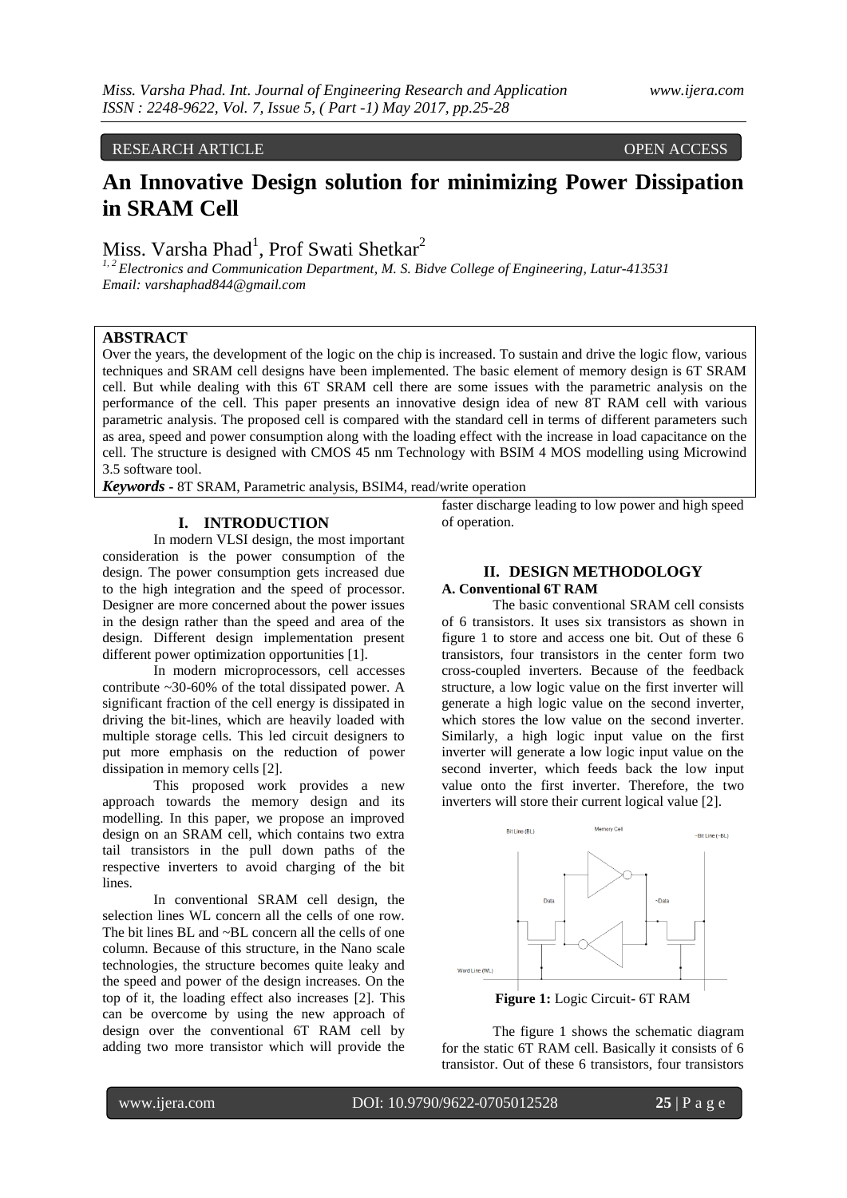RESEARCH ARTICLE OPEN ACCESS

# An Innovative Design solution for minimizing Power Dissipation in SRAM Cell

Miss. Varsha Phad[1], Prof Swati Shetkar[2]

[1, 2] Electronics and Communication Department, M. S. Bidve College of Engineering, Latur-413531
Email: varshaphad844@gmail.com

## ABSTRACT

Over the years, the development of the logic on the chip is increased. To sustain and drive the logic flow, various techniques and SRAM cell designs have been implemented. The basic element of memory design is 6T SRAM cell. But while dealing with this 6T SRAM cell there are some issues with the parametric analysis on the performance of the cell. This paper presents an innovative design idea of new 8T RAM cell with various parametric analysis. The proposed cell is compared with the standard cell in terms of different parameters such as area, speed and power consumption along with the loading effect with the increase in load capacitance on the cell. The structure is designed with CMOS 45 nm Technology with BSIM 4 MOS modelling using Microwind 3.5 software tool.

***Keywords*** **-** 8T SRAM, Parametric analysis, BSIM4, read/write operation

## I. INTRODUCTION

In modern VLSI design, the most important consideration is the power consumption of the design. The power consumption gets increased due to the high integration and the speed of processor. Designer are more concerned about the power issues in the design rather than the speed and area of the design. Different design implementation present different power optimization opportunities [1].

In modern microprocessors, cell accesses contribute ~30-60% of the total dissipated power. A significant fraction of the cell energy is dissipated in driving the bit-lines, which are heavily loaded with multiple storage cells. This led circuit designers to put more emphasis on the reduction of power dissipation in memory cells [2].

This proposed work provides a new approach towards the memory design and its modelling. In this paper, we propose an improved design on an SRAM cell, which contains two extra tail transistors in the pull down paths of the respective inverters to avoid charging of the bit lines.

In conventional SRAM cell design, the selection lines WL concern all the cells of one row. The bit lines BL and ~BL concern all the cells of one column. Because of this structure, in the Nano scale technologies, the structure becomes quite leaky and the speed and power of the design increases. On the top of it, the loading effect also increases [2]. This can be overcome by using the new approach of design over the conventional 6T RAM cell by adding two more transistor which will provide the faster discharge leading to low power and high speed of operation.

## II. DESIGN METHODOLOGY

### A. Conventional 6T RAM

The basic conventional SRAM cell consists of 6 transistors. It uses six transistors as shown in figure 1 to store and access one bit. Out of these 6 transistors, four transistors in the center form two cross-coupled inverters. Because of the feedback structure, a low logic value on the first inverter will generate a high logic value on the second inverter, which stores the low value on the second inverter. Similarly, a high logic input value on the first inverter will generate a low logic input value on the second inverter, which feeds back the low input value onto the first inverter. Therefore, the two inverters will store their current logical value [2].

**Figure 1:** Logic Circuit- 6T RAM

The figure 1 shows the schematic diagram for the static 6T RAM cell. Basically it consists of 6 transistor. Out of these 6 transistors, four transistors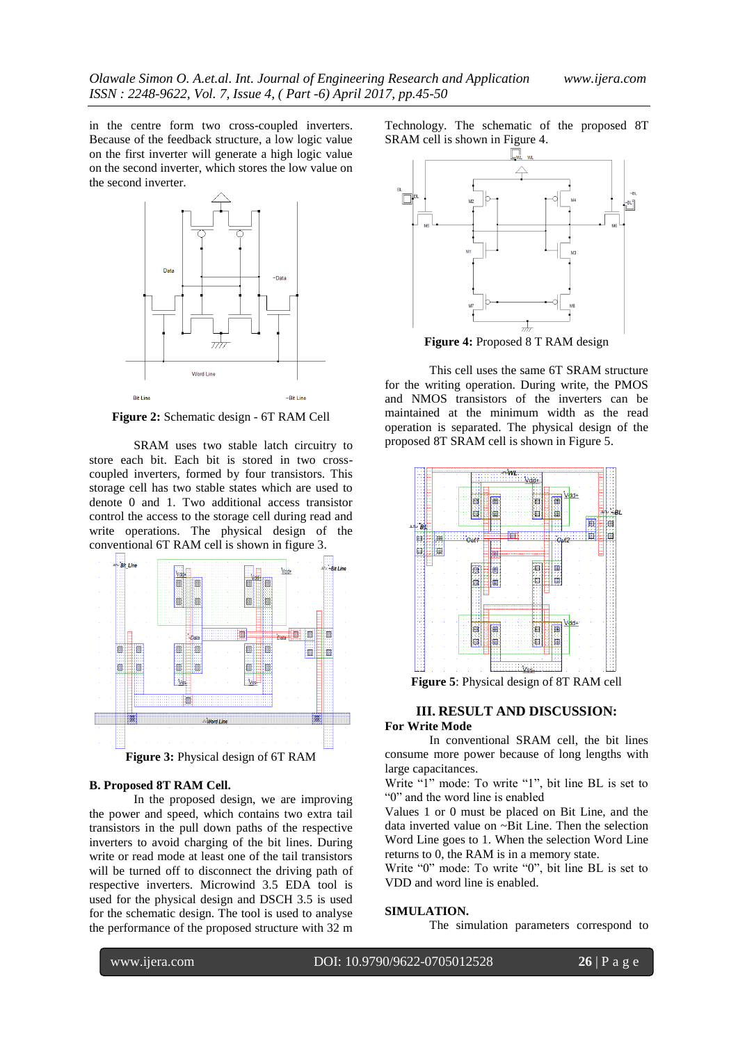in the centre form two cross-coupled inverters. Because of the feedback structure, a low logic value on the first inverter will generate a high logic value on the second inverter, which stores the low value on the second inverter.

**Figure 2:** Schematic design - 6T RAM Cell

SRAM uses two stable latch circuitry to store each bit. Each bit is stored in two cross-coupled inverters, formed by four transistors. This storage cell has two stable states which are used to denote 0 and 1. Two additional access transistor control the access to the storage cell during read and write operations. The physical design of the conventional 6T RAM cell is shown in figure 3.

**Figure 3:** Physical design of 6T RAM

**B. Proposed 8T RAM Cell.**

In the proposed design, we are improving the power and speed, which contains two extra tail transistors in the pull down paths of the respective inverters to avoid charging of the bit lines. During write or read mode at least one of the tail transistors will be turned off to disconnect the driving path of respective inverters. Microwind 3.5 EDA tool is used for the physical design and DSCH 3.5 is used for the schematic design. The tool is used to analyse the performance of the proposed structure with 32 m Technology. The schematic of the proposed 8T SRAM cell is shown in Figure 4.

**Figure 4:** Proposed 8 T RAM design

This cell uses the same 6T SRAM structure for the writing operation. During write, the PMOS and NMOS transistors of the inverters can be maintained at the minimum width as the read operation is separated. The physical design of the proposed 8T SRAM cell is shown in Figure 5.

**Figure 5**: Physical design of 8T RAM cell

## III. RESULT AND DISCUSSION:

**For Write Mode**

In conventional SRAM cell, the bit lines consume more power because of long lengths with large capacitances.

Write "1" mode: To write "1", bit line BL is set to "0" and the word line is enabled

Values 1 or 0 must be placed on Bit Line, and the data inverted value on ~Bit Line. Then the selection Word Line goes to 1. When the selection Word Line returns to 0, the RAM is in a memory state.

Write "0" mode: To write "0", bit line BL is set to VDD and word line is enabled.

**SIMULATION.**

The simulation parameters correspond to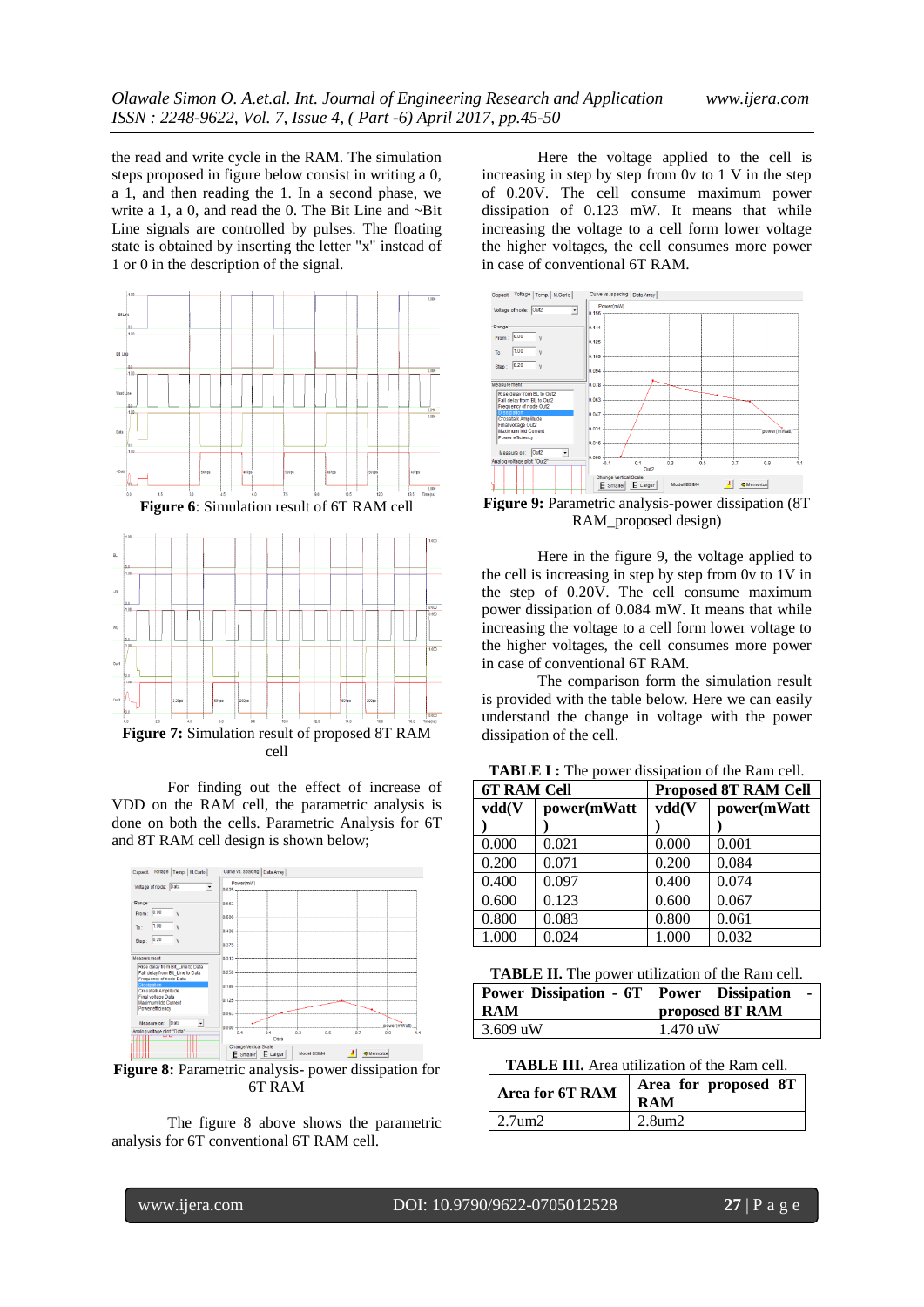the read and write cycle in the RAM. The simulation steps proposed in figure below consist in writing a 0, a 1, and then reading the 1. In a second phase, we write a 1, a 0, and read the 0. The Bit Line and ~Bit Line signals are controlled by pulses. The floating state is obtained by inserting the letter "x" instead of 1 or 0 in the description of the signal.

**Figure 6**: Simulation result of 6T RAM cell

**Figure 7:** Simulation result of proposed 8T RAM cell

For finding out the effect of increase of VDD on the RAM cell, the parametric analysis is done on both the cells. Parametric Analysis for 6T and 8T RAM cell design is shown below;

**Figure 8:** Parametric analysis- power dissipation for 6T RAM

The figure 8 above shows the parametric analysis for 6T conventional 6T RAM cell.

Here the voltage applied to the cell is increasing in step by step from 0v to 1 V in the step of 0.20V. The cell consume maximum power dissipation of 0.123 mW. It means that while increasing the voltage to a cell form lower voltage the higher voltages, the cell consumes more power in case of conventional 6T RAM.

**Figure 9:** Parametric analysis-power dissipation (8T RAM_proposed design)

Here in the figure 9, the voltage applied to the cell is increasing in step by step from 0v to 1V in the step of 0.20V. The cell consume maximum power dissipation of 0.084 mW. It means that while increasing the voltage to a cell form lower voltage to the higher voltages, the cell consumes more power in case of conventional 6T RAM.

The comparison form the simulation result is provided with the table below. Here we can easily understand the change in voltage with the power dissipation of the cell.

**TABLE I :** The power dissipation of the Ram cell.

| 6T RAM Cell | | Proposed 8T RAM Cell | |
|---|---|---|---|
| **vdd(V)** | **power(mWatt)** | **vdd(V)** | **power(mWatt)** |
| 0.000 | 0.021 | 0.000 | 0.001 |
| 0.200 | 0.071 | 0.200 | 0.084 |
| 0.400 | 0.097 | 0.400 | 0.074 |
| 0.600 | 0.123 | 0.600 | 0.067 |
| 0.800 | 0.083 | 0.800 | 0.061 |
| 1.000 | 0.024 | 1.000 | 0.032 |

**TABLE II.** The power utilization of the Ram cell.

| Power Dissipation - 6T RAM | Power Dissipation - proposed 8T RAM |
|---|---|
| 3.609 uW | 1.470 uW |

**TABLE III.** Area utilization of the Ram cell.

| Area for 6T RAM | Area for proposed 8T RAM |
|---|---|
| 2.7um2 | 2.8um2 |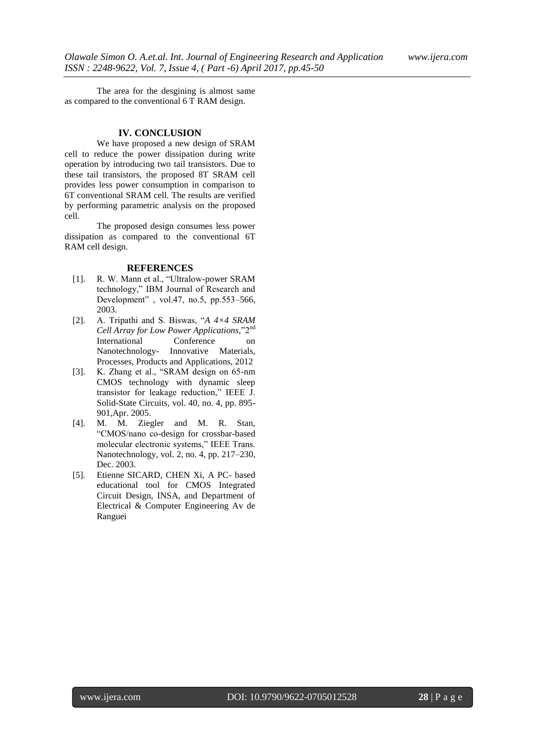The area for the desgining is almost same as compared to the conventional 6 T RAM design.

## IV. CONCLUSION

We have proposed a new design of SRAM cell to reduce the power dissipation during write operation by introducing two tail transistors. Due to these tail transistors, the proposed 8T SRAM cell provides less power consumption in comparison to 6T conventional SRAM cell. The results are verified by performing parametric analysis on the proposed cell.

The proposed design consumes less power dissipation as compared to the conventional 6T RAM cell design.

## REFERENCES

[1]. R. W. Mann et al., "Ultralow-power SRAM technology," IBM Journal of Research and Development" , vol.47, no.5, pp.553–566, 2003.

[2]. A. Tripathi and S. Biswas, "*A 4×4 SRAM Cell Array for Low Power Applications,*"2nd International Conference on Nanotechnology- Innovative Materials, Processes, Products and Applications, 2012

[3]. K. Zhang et al., "SRAM design on 65-nm CMOS technology with dynamic sleep transistor for leakage reduction," IEEE J. Solid-State Circuits, vol. 40, no. 4, pp. 895-901,Apr. 2005.

[4]. M. M. Ziegler and M. R. Stan, "CMOS/nano co-design for crossbar-based molecular electronic systems," IEEE Trans. Nanotechnology, vol. 2, no. 4, pp. 217–230, Dec. 2003.

[5]. Etienne SICARD, CHEN Xi, A PC- based educational tool for CMOS Integrated Circuit Design, INSA, and Department of Electrical & Computer Engineering Av de Ranguei